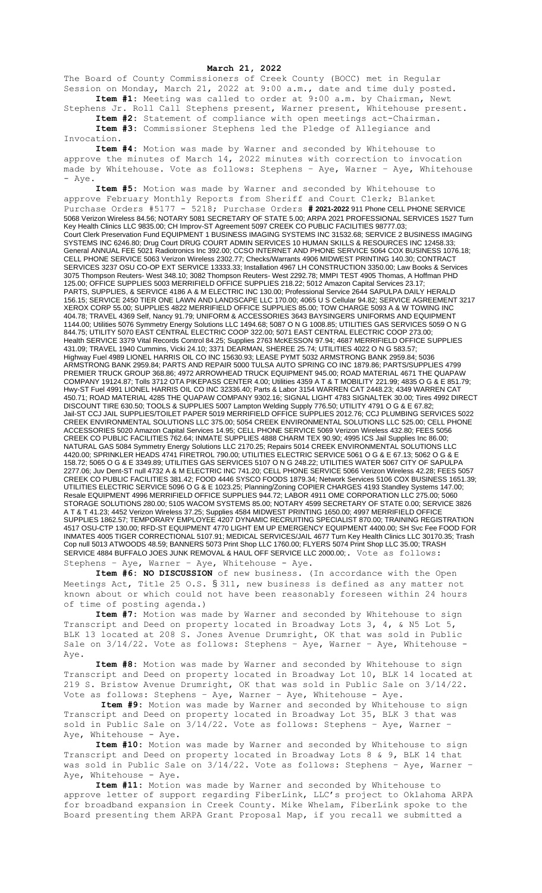**March 21, 2022**

The Board of County Commissioners of Creek County (BOCC) met in Regular Session on Monday, March 21, 2022 at 9:00 a.m., date and time duly posted.

**Item #1:** Meeting was called to order at 9:00 a.m. by Chairman, Newt Stephens Jr. Roll Call Stephens present, Warner present, Whitehouse present.

**Item #2:** Statement of compliance with open meetings act-Chairman.

**Item #3:** Commissioner Stephens led the Pledge of Allegiance and Invocation.

**Item #4:** Motion was made by Warner and seconded by Whitehouse to approve the minutes of March 14, 2022 minutes with correction to invocation made by Whitehouse. Vote as follows: Stephens – Aye, Warner – Aye, Whitehouse - Aye.

**Item #5:** Motion was made by Warner and seconded by Whitehouse to approve February Monthly Reports from Sheriff and Court Clerk; Blanket Purchase Orders #5177 - 5218; Purchase Orders **# 2021-2022** 911 Phone CELL PHONE SERVICE 5068 Verizon Wireless 84.56; NOTARY 5081 SECRETARY OF STATE 5.00; ARPA 2021 PROFESSIONAL SERVICES 1527 Turn Key Health Clinics LLC 9835.00; CH Improv-ST Agreement 5097 CREEK CO PUBLIC FACILITIES 98777.03; Court Clerk Preservation Fund EQUIPMENT 1 BUSINESS IMAGING SYSTEMS INC 31532.68; SERVICE 2 BUSINESS IMAGING SYSTEMS INC 6246.80; Drug Court DRUG COURT ADMIN SERVICES 10 HUMAN SKILLS & RESOURCES INC 12458.33; General ANNUAL FEE 5021 Radiotronics Inc 392.00; CCSO INTERNET AND PHONE SERVICE 5064 COX BUSINESS 1076.18; CELL PHONE SERVICE 5063 Verizon Wireless 2302.77; Checks/Warrants 4906 MIDWEST PRINTING 140.30; CONTRACT SERVICES 3237 OSU CO-OP EXT SERVICE 13333.33; Installation 4967 LH CONSTRUCTION 3350.00; Law Books & Services 3075 Thompson Reuters- West 348.10; 3082 Thompson Reuters- West 2292.78; MMPI TEST 4905 Thomas, A Hoffman PHD 125.00; OFFICE SUPPLIES 5003 MERRIFIELD OFFICE SUPPLIES 218.22; 5012 Amazon Capital Services 23.17; PARTS, SUPPLIES, & SERVICE 4186 A & M ELECTRIC INC 130.00; Professional Service 2644 SAPULPA DAILY HERALD 156.15; SERVICE 2450 TIER ONE LAWN AND LANDSCAPE LLC 170.00; 4065 U S Cellular 94.82; SERVICE AGREEMENT 3217 XEROX CORP 55.00; SUPPLIES 4822 MERRIFIELD OFFICE SUPPLIES 85.00; TOW CHARGE 5093 A & W TOWING INC 404.78; TRAVEL 4369 Self, Nancy 91.79; UNIFORM & ACCESSORIES 3643 BAYSINGERS UNIFORMS AND EQUIPMENT 1144.00; Utilities 5076 Symmetry Energy Solutions LLC 1494.68; 5087 O N G 1008.85; UTILITIES GAS SERVICES 5059 O N G 844.75; UTILITY 5070 EAST CENTRAL ELECTRIC COOP 322.00; 5071 EAST CENTRAL ELECTRIC COOP 273.00; Health SERVICE 3379 Vital Records Control 84.25; Supplies 2763 McKESSON 97.94; 4687 MERRIFIELD OFFICE SUPPLIES 431.09; TRAVEL 1940 Cummins, Vicki 24.10; 3371 DEARMAN, SHEREE 25.74; UTILITIES 4022 O N G 583.57; Highway Fuel 4989 LIONEL HARRIS OIL CO INC 15630.93; LEASE PYMT 5032 ARMSTRONG BANK 2959.84; 5036 ARMSTRONG BANK 2959.84; PARTS AND REPAIR 5000 TULSA AUTO SPRING CO INC 1879.86; PARTS/SUPPLIES 4799 PREMIER TRUCK GROUP 368.86; 4972 ARROWHEAD TRUCK EQUIPMENT 945.00; ROAD MATERIAL 4671 THE QUAPAW COMPANY 19124.87; Tolls 3712 OTA PIKEPASS CENTER 4.00; Utilities 4359 A T & T MOBILITY 221.99; 4835 O G & E 851.79; Hwy-ST Fuel 4991 LIONEL HARRIS OIL CO INC 32336.40; Parts & Labor 3154 WARREN CAT 2448.23; 4349 WARREN CAT 450.71; ROAD MATERIAL 4285 THE QUAPAW COMPANY 9302.16; SIGNAL LIGHT 4783 SIGNALTEK 30.00; Tires 4992 DIRECT DISCOUNT TIRE 630.50; TOOLS & SUPPLIES 5007 Lampton Welding Supply 776.50; UTILITY 4791 O G & E 67.82; Jail-ST CCJ JAIL SUPPLIES/TOILET PAPER 5019 MERRIFIELD OFFICE SUPPLIES 2012.76; CCJ PLUMBING SERVICES 5022 CREEK ENVIRONMENTAL SOLUTIONS LLC 375.00; 5054 CREEK ENVIRONMENTAL SOLUTIONS LLC 525.00; CELL PHONE ACCESSORIES 5020 Amazon Capital Services 14.95; CELL PHONE SERVICE 5069 Verizon Wireless 432.80; FEES 5056 CREEK CO PUBLIC FACILITIES 762.64; INMATE SUPPLIES 4888 CHARM TEX 90.90; 4995 ICS Jail Supplies Inc 86.00; NATURAL GAS 5084 Symmetry Energy Solutions LLC 2170.25; Repairs 5014 CREEK ENVIRONMENTAL SOLUTIONS LLC 4420.00; SPRINKLER HEADS 4741 FIRETROL 790.00; UTILITIES ELECTRIC SERVICE 5061 O G & E 67.13; 5062 O G & E 158.72; 5065 O G & E 3349.89; UTILITIES GAS SERVICES 5107 O N G 248.22; UTILITIES WATER 5067 CITY OF SAPULPA 2277.06; Juv Dent-ST null 4732 A & M ELECTRIC INC 741.20; CELL PHONE SERVICE 5066 Verizon Wireless 42.28; FEES 5057 CREEK CO PUBLIC FACILITIES 381.42; FOOD 4446 SYSCO FOODS 1879.34; Network Services 5106 COX BUSINESS 1651.39; UTILITIES ELECTRIC SERVICE 5096 O G & E 1023.25; Planning/Zoning COPIER CHARGES 4193 Standley Systems 147.00; Resale EQUIPMENT 4996 MERRIFIELD OFFICE SUPPLIES 944.72; LABOR 4911 OME CORPORATION LLC 275.00; 5060 STORAGE SOLUTIONS 280.00; 5105 WACOM SYSTEMS 85.00; NOTARY 4599 SECRETARY OF STATE 0.00; SERVICE 3826 A T & T 41.23; 4452 Verizon Wireless 37.25; Supplies 4584 MIDWEST PRINTING 1650.00; 4997 MERRIFIELD OFFICE SUPPLIES 1862.57; TEMPORARY EMPLOYEE 4207 DYNAMIC RECRUITING SPECIALIST 870.00; TRAINING REGISTRATION 4517 OSU-CTP 130.00; RFD-ST EQUIPMENT 4770 LIGHT EM UP EMERGENCY EQUIPMENT 4400.00; SH Svc Fee FOOD FOR INMATES 4005 TIGER CORRECTIONAL 5107.91; MEDICAL SERVICES/JAIL 4677 Turn Key Health Clinics LLC 30170.35; Trash Cop null 5013 ATWOODS 48.59; BANNERS 5073 Print Shop LLC 1760.00; FLYERS 5074 Print Shop LLC 35.00; TRASH SERVICE 4884 BUFFALO JOES JUNK REMOVAL & HAUL OFF SERVICE LLC 2000.00;. Vote as follows: Stephens – Aye, Warner – Aye, Whitehouse - Aye.

**Item #6: NO DISCUSSION** of new business. (In accordance with the Open Meetings Act, Title 25 O.S. § 311, new business is defined as any matter not known about or which could not have been reasonably foreseen within 24 hours of time of posting agenda.)

**Item #7:** Motion was made by Warner and seconded by Whitehouse to sign Transcript and Deed on property located in Broadway Lots 3, 4, & N5 Lot 5, BLK 13 located at 208 S. Jones Avenue Drumright, OK that was sold in Public Sale on 3/14/22. Vote as follows: Stephens – Aye, Warner – Aye, Whitehouse - Aye.

**Item #8:** Motion was made by Warner and seconded by Whitehouse to sign Transcript and Deed on property located in Broadway Lot 10, BLK 14 located at 219 S. Bristow Avenue Drumright, OK that was sold in Public Sale on 3/14/22. Vote as follows: Stephens – Aye, Warner – Aye, Whitehouse - Aye.

**Item #9:** Motion was made by Warner and seconded by Whitehouse to sign Transcript and Deed on property located in Broadway Lot 35, BLK 3 that was sold in Public Sale on 3/14/22. Vote as follows: Stephens – Aye, Warner – Aye, Whitehouse - Aye.

**Item #10:** Motion was made by Warner and seconded by Whitehouse to sign Transcript and Deed on property located in Broadway Lots 8 & 9, BLK 14 that was sold in Public Sale on 3/14/22. Vote as follows: Stephens – Aye, Warner – Aye, Whitehouse - Aye.

**Item #11:** Motion was made by Warner and seconded by Whitehouse to approve letter of support regarding FiberLink, LLC's project to Oklahoma ARPA for broadband expansion in Creek County. Mike Whelam, FiberLink spoke to the Board presenting them ARPA Grant Proposal Map, if you recall we submitted a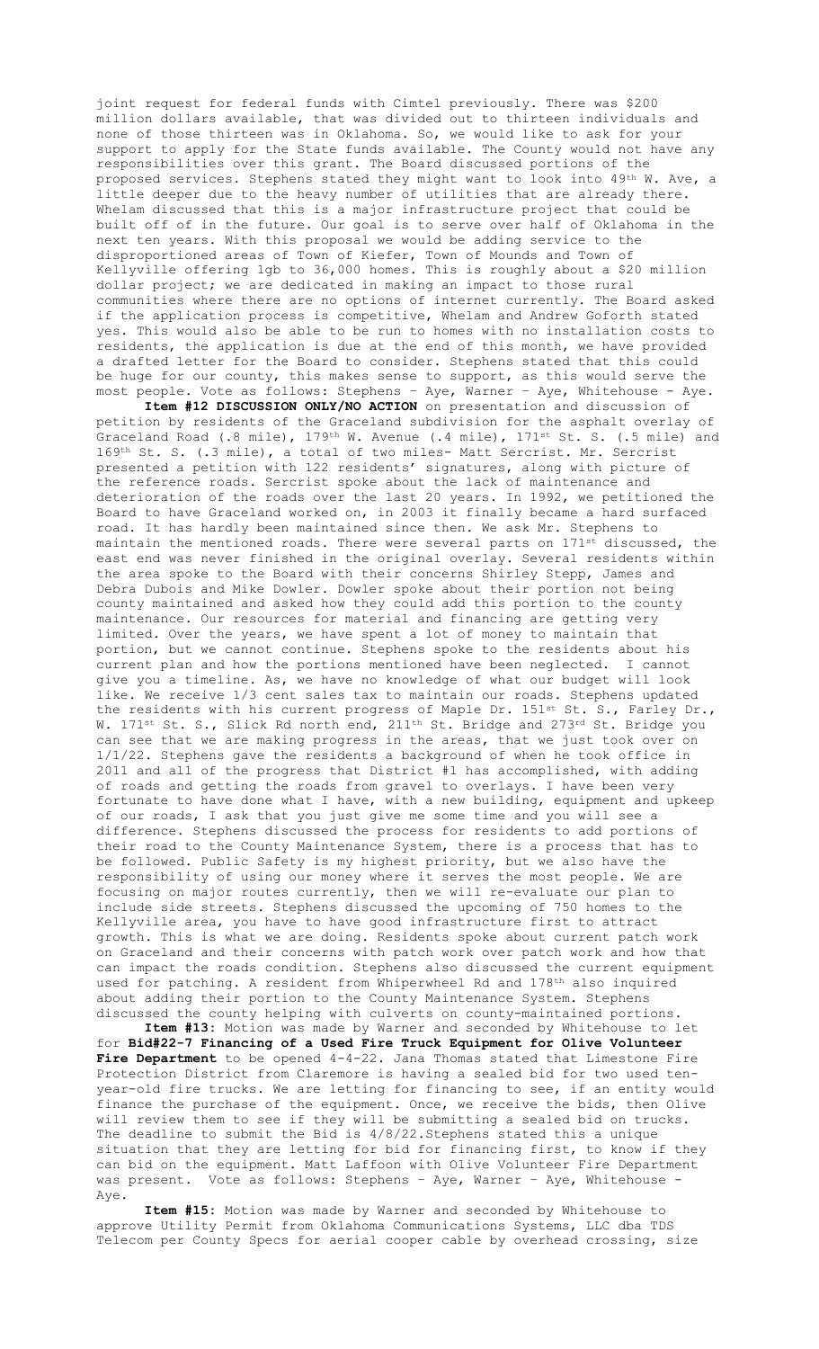joint request for federal funds with Cimtel previously. There was $200 million dollars available, that was divided out to thirteen individuals and none of those thirteen was in Oklahoma. So, we would like to ask for your support to apply for the State funds available. The County would not have any responsibilities over this grant. The Board discussed portions of the proposed services. Stephens stated they might want to look into 49th W. Ave, a little deeper due to the heavy number of utilities that are already there. Whelam discussed that this is a major infrastructure project that could be built off of in the future. Our goal is to serve over half of Oklahoma in the next ten years. With this proposal we would be adding service to the disproportioned areas of Town of Kiefer, Town of Mounds and Town of Kellyville offering 1gb to 36,000 homes. This is roughly about a $20 million dollar project; we are dedicated in making an impact to those rural communities where there are no options of internet currently. The Board asked if the application process is competitive, Whelam and Andrew Goforth stated yes. This would also be able to be run to homes with no installation costs to residents, the application is due at the end of this month, we have provided a drafted letter for the Board to consider. Stephens stated that this could be huge for our county, this makes sense to support, as this would serve the most people. Vote as follows: Stephens – Aye, Warner – Aye, Whitehouse - Aye.

**Item #12 DISCUSSION ONLY/NO ACTION** on presentation and discussion of petition by residents of the Graceland subdivision for the asphalt overlay of Graceland Road (.8 mile), 179th W. Avenue (.4 mile), 171st St. S. (.5 mile) and 169th St. S. (.3 mile), a total of two miles- Matt Sercrist. Mr. Sercrist presented a petition with 122 residents' signatures, along with picture of the reference roads. Sercrist spoke about the lack of maintenance and deterioration of the roads over the last 20 years. In 1992, we petitioned the Board to have Graceland worked on, in 2003 it finally became a hard surfaced road. It has hardly been maintained since then. We ask Mr. Stephens to maintain the mentioned roads. There were several parts on 171st discussed, the east end was never finished in the original overlay. Several residents within the area spoke to the Board with their concerns Shirley Stepp, James and Debra Dubois and Mike Dowler. Dowler spoke about their portion not being county maintained and asked how they could add this portion to the county maintenance. Our resources for material and financing are getting very limited. Over the years, we have spent a lot of money to maintain that portion, but we cannot continue. Stephens spoke to the residents about his current plan and how the portions mentioned have been neglected. I cannot give you a timeline. As, we have no knowledge of what our budget will look like. We receive 1/3 cent sales tax to maintain our roads. Stephens updated the residents with his current progress of Maple Dr. 151st St. S., Farley Dr., W. 171st St. S., Slick Rd north end, 211th St. Bridge and 273rd St. Bridge you can see that we are making progress in the areas, that we just took over on 1/1/22. Stephens gave the residents a background of when he took office in 2011 and all of the progress that District #1 has accomplished, with adding of roads and getting the roads from gravel to overlays. I have been very fortunate to have done what I have, with a new building, equipment and upkeep of our roads, I ask that you just give me some time and you will see a difference. Stephens discussed the process for residents to add portions of their road to the County Maintenance System, there is a process that has to be followed. Public Safety is my highest priority, but we also have the responsibility of using our money where it serves the most people. We are focusing on major routes currently, then we will re-evaluate our plan to include side streets. Stephens discussed the upcoming of 750 homes to the Kellyville area, you have to have good infrastructure first to attract growth. This is what we are doing. Residents spoke about current patch work on Graceland and their concerns with patch work over patch work and how that can impact the roads condition. Stephens also discussed the current equipment used for patching. A resident from Whiperwheel Rd and 178th also inquired about adding their portion to the County Maintenance System. Stephens discussed the county helping with culverts on county-maintained portions.

**Item #13:** Motion was made by Warner and seconded by Whitehouse to let for **Bid#22-7 Financing of a Used Fire Truck Equipment for Olive Volunteer Fire Department** to be opened 4-4-22. Jana Thomas stated that Limestone Fire Protection District from Claremore is having a sealed bid for two used ten-year-old fire trucks. We are letting for financing to see, if an entity would finance the purchase of the equipment. Once, we receive the bids, then Olive will review them to see if they will be submitting a sealed bid on trucks. The deadline to submit the Bid is 4/8/22.Stephens stated this a unique situation that they are letting for bid for financing first, to know if they can bid on the equipment. Matt Laffoon with Olive Volunteer Fire Department was present. Vote as follows: Stephens – Aye, Warner – Aye, Whitehouse - Aye.

**Item #15:** Motion was made by Warner and seconded by Whitehouse to approve Utility Permit from Oklahoma Communications Systems, LLC dba TDS Telecom per County Specs for aerial cooper cable by overhead crossing, size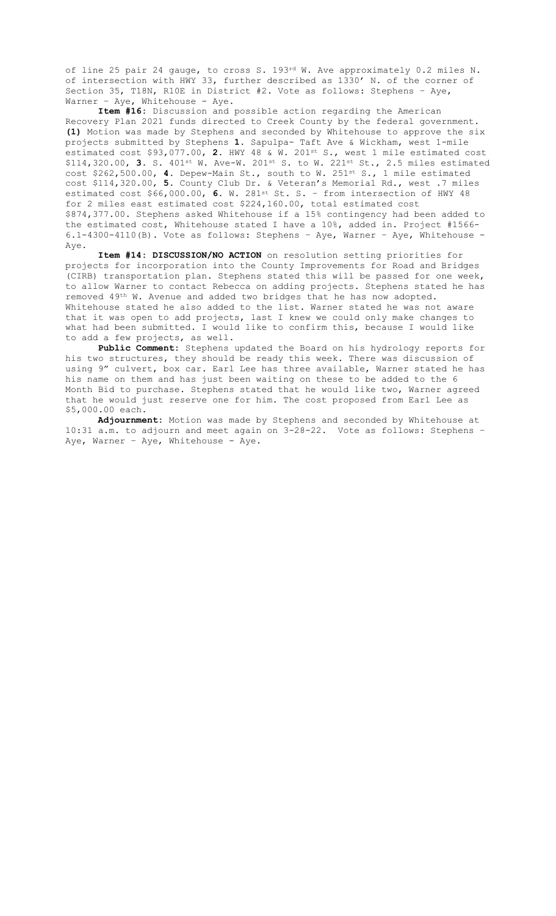of line 25 pair 24 gauge, to cross S. 193rd W. Ave approximately 0.2 miles N. of intersection with HWY 33, further described as 1330' N. of the corner of Section 35, T18N, R10E in District #2. Vote as follows: Stephens – Aye, Warner – Aye, Whitehouse - Aye.

**Item #16:** Discussion and possible action regarding the American Recovery Plan 2021 funds directed to Creek County by the federal government. **(1)** Motion was made by Stephens and seconded by Whitehouse to approve the six projects submitted by Stephens **1**. Sapulpa- Taft Ave & Wickham, west 1-mile estimated cost $93,077.00, **2**. HWY 48 & W. 201st S., west 1 mile estimated cost $114,320.00, **3**. S. 401st W. Ave-W. 201st S. to W. 221st St., 2.5 miles estimated cost $262,500.00, **4**. Depew-Main St., south to W. 251st S., 1 mile estimated cost $114,320.00, **5**. County Club Dr. & Veteran's Memorial Rd., west .7 miles estimated cost $66,000.00, **6**. W. 281st St. S. – from intersection of HWY 48 for 2 miles east estimated cost $224,160.00, total estimated cost $874,377.00. Stephens asked Whitehouse if a 15% contingency had been added to the estimated cost, Whitehouse stated I have a 10%, added in. Project #1566-6.1-4300-4110(B). Vote as follows: Stephens – Aye, Warner – Aye, Whitehouse - Aye.

**Item #14: DISCUSSION/NO ACTION** on resolution setting priorities for projects for incorporation into the County Improvements for Road and Bridges (CIRB) transportation plan. Stephens stated this will be passed for one week, to allow Warner to contact Rebecca on adding projects. Stephens stated he has removed 49th W. Avenue and added two bridges that he has now adopted. Whitehouse stated he also added to the list. Warner stated he was not aware that it was open to add projects, last I knew we could only make changes to what had been submitted. I would like to confirm this, because I would like to add a few projects, as well.

**Public Comment:** Stephens updated the Board on his hydrology reports for his two structures, they should be ready this week. There was discussion of using 9" culvert, box car. Earl Lee has three available, Warner stated he has his name on them and has just been waiting on these to be added to the 6 Month Bid to purchase. Stephens stated that he would like two, Warner agreed that he would just reserve one for him. The cost proposed from Earl Lee as $5,000.00 each.

**Adjournment:** Motion was made by Stephens and seconded by Whitehouse at 10:31 a.m. to adjourn and meet again on 3-28-22. Vote as follows: Stephens – Aye, Warner – Aye, Whitehouse - Aye.